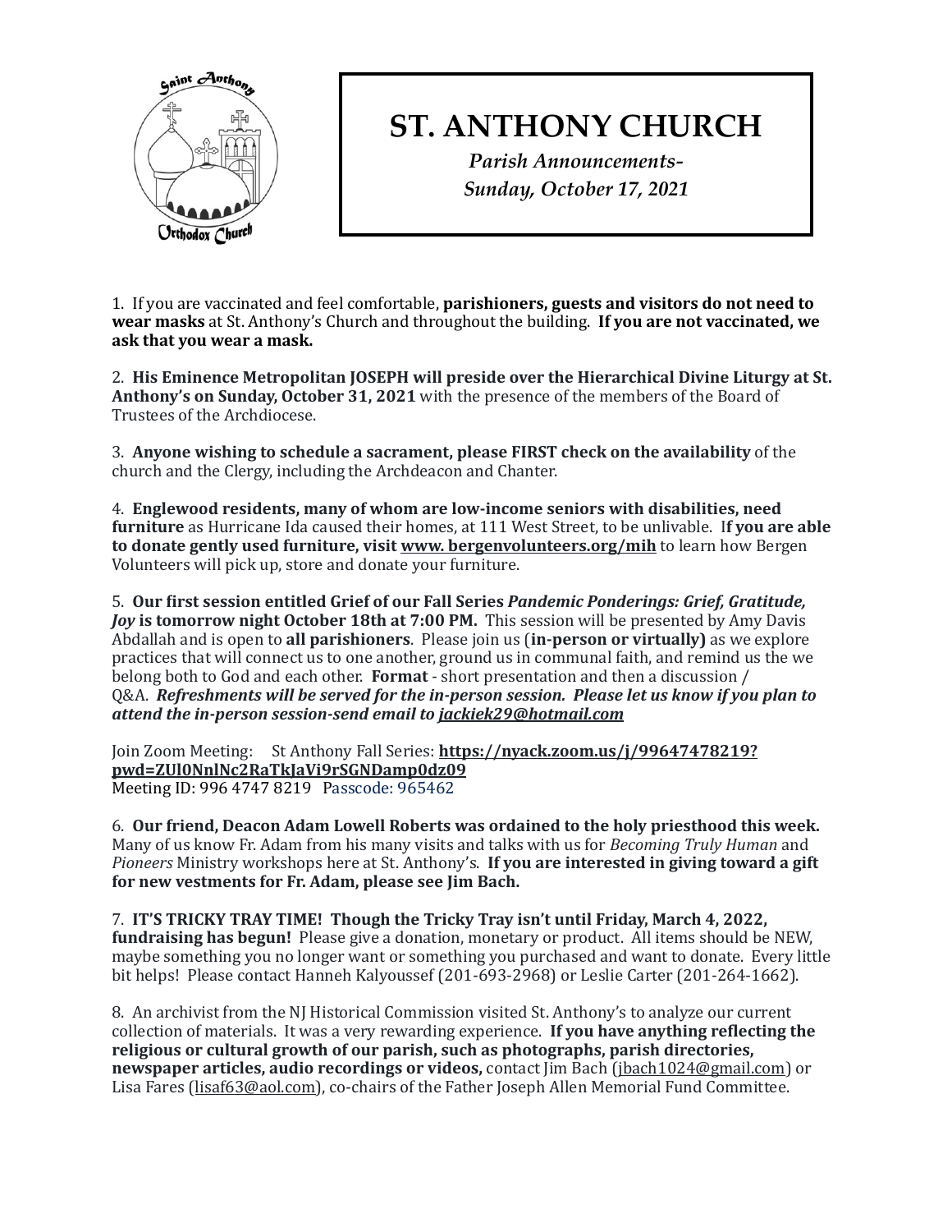# ST. ANTHONY CHURCH

*Parish Announcements-*
*Sunday, October 17, 2021*

1. If you are vaccinated and feel comfortable, **parishioners, guests and visitors do not need to wear masks** at St. Anthony's Church and throughout the building. **If you are not vaccinated, we ask that you wear a mask.**

2. **His Eminence Metropolitan JOSEPH will preside over the Hierarchical Divine Liturgy at St. Anthony's on Sunday, October 31, 2021** with the presence of the members of the Board of Trustees of the Archdiocese.

3. **Anyone wishing to schedule a sacrament, please FIRST check on the availability** of the church and the Clergy, including the Archdeacon and Chanter.

4. **Englewood residents, many of whom are low-income seniors with disabilities, need furniture** as Hurricane Ida caused their homes, at 111 West Street, to be unlivable. I**f you are able to donate gently used furniture, visit www. bergenvolunteers.org/mih** to learn how Bergen Volunteers will pick up, store and donate your furniture.

5. **Our first session entitled Grief of our Fall Series *Pandemic Ponderings: Grief, Gratitude, Joy* is tomorrow night October 18th at 7:00 PM.** This session will be presented by Amy Davis Abdallah and is open to **all parishioners**. Please join us (**in-person or virtually)** as we explore practices that will connect us to one another, ground us in communal faith, and remind us the we belong both to God and each other. **Format** - short presentation and then a discussion / Q&A. ***Refreshments will be served for the in-person session. Please let us know if you plan to attend the in-person session-send email to jackiek29@hotmail.com***

Join Zoom Meeting: St Anthony Fall Series: **https://nyack.zoom.us/j/99647478219?pwd=ZUl0NnlNc2RaTkJaVi9rSGNDamp0dz09**
Meeting ID: 996 4747 8219 Passcode: 965462

6. **Our friend, Deacon Adam Lowell Roberts was ordained to the holy priesthood this week.** Many of us know Fr. Adam from his many visits and talks with us for *Becoming Truly Human* and *Pioneers* Ministry workshops here at St. Anthony's. **If you are interested in giving toward a gift for new vestments for Fr. Adam, please see Jim Bach.**

7. **IT'S TRICKY TRAY TIME! Though the Tricky Tray isn't until Friday, March 4, 2022, fundraising has begun!** Please give a donation, monetary or product. All items should be NEW, maybe something you no longer want or something you purchased and want to donate. Every little bit helps! Please contact Hanneh Kalyoussef (201-693-2968) or Leslie Carter (201-264-1662).

8. An archivist from the NJ Historical Commission visited St. Anthony's to analyze our current collection of materials. It was a very rewarding experience. **If you have anything reflecting the religious or cultural growth of our parish, such as photographs, parish directories, newspaper articles, audio recordings or videos,** contact Jim Bach (jbach1024@gmail.com) or Lisa Fares (lisaf63@aol.com), co-chairs of the Father Joseph Allen Memorial Fund Committee.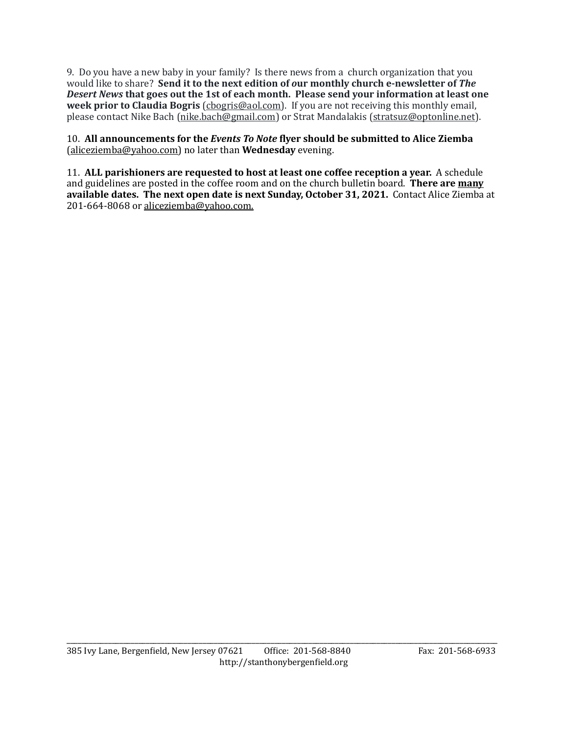9. Do you have a new baby in your family? Is there news from a church organization that you would like to share? **Send it to the next edition of *o*ur monthly church e-newsletter of *The Desert News* that goes out the 1st of each month. Please send your information at least one week prior to Claudia Bogris** (cbogris@aol.com). If you are not receiving this monthly email, please contact Nike Bach (nike.bach@gmail.com) or Strat Mandalakis (stratsuz@optonline.net).

10. **All announcements for the *Events To Note* flyer should be submitted to Alice Ziemba** (aliceziemba@yahoo.com) no later than **Wednesday** evening.

11. **ALL parishioners are requested to host at least one coffee reception a year.** A schedule and guidelines are posted in the coffee room and on the church bulletin board. **There are <u>many</u> available dates. The next open date is next Sunday, October 31, 2021.** Contact Alice Ziemba at 201-664-8068 or aliceziemba@yahoo.com.